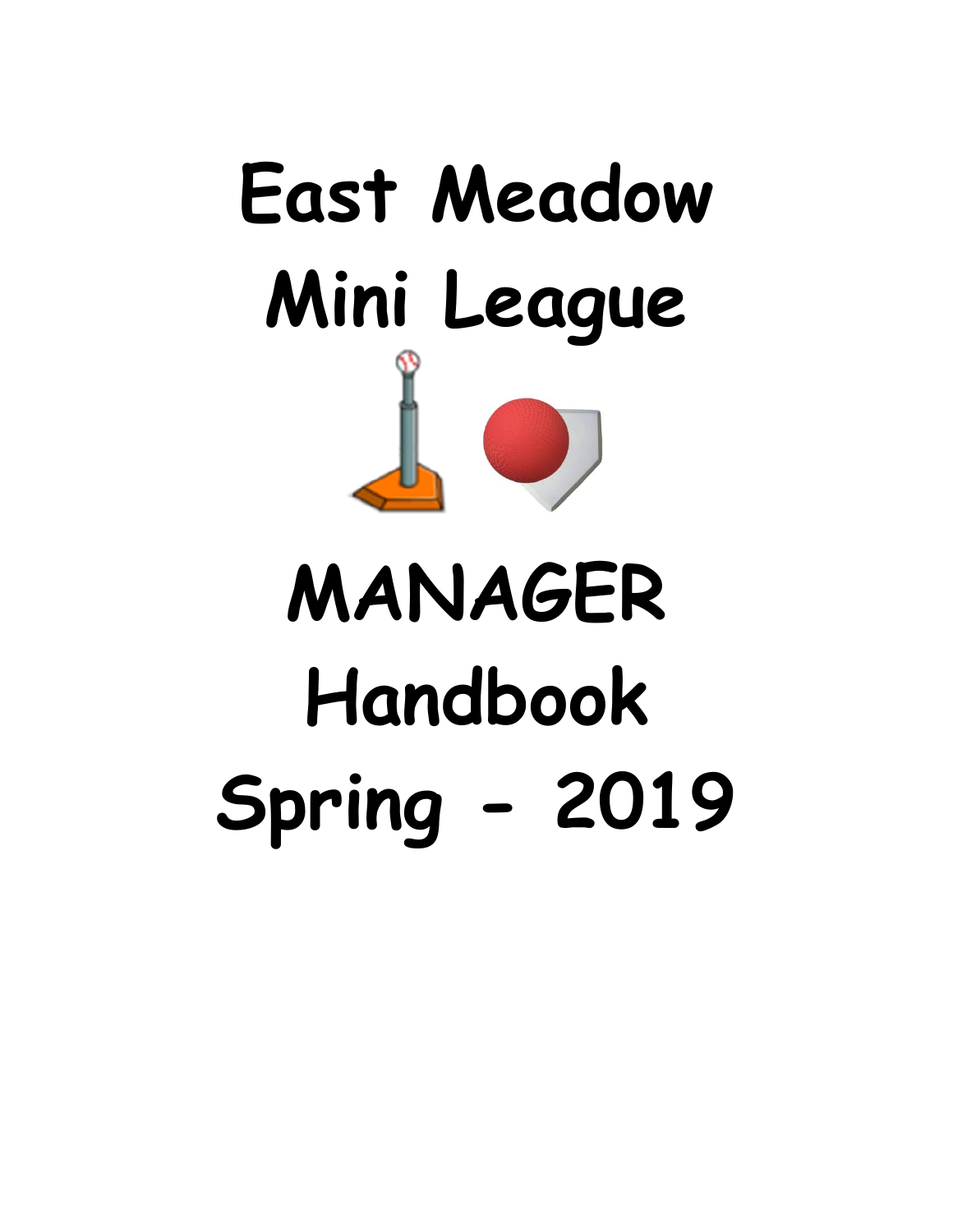# East Meadow Mini League

# MANAGER Handbook

# Spring - 2019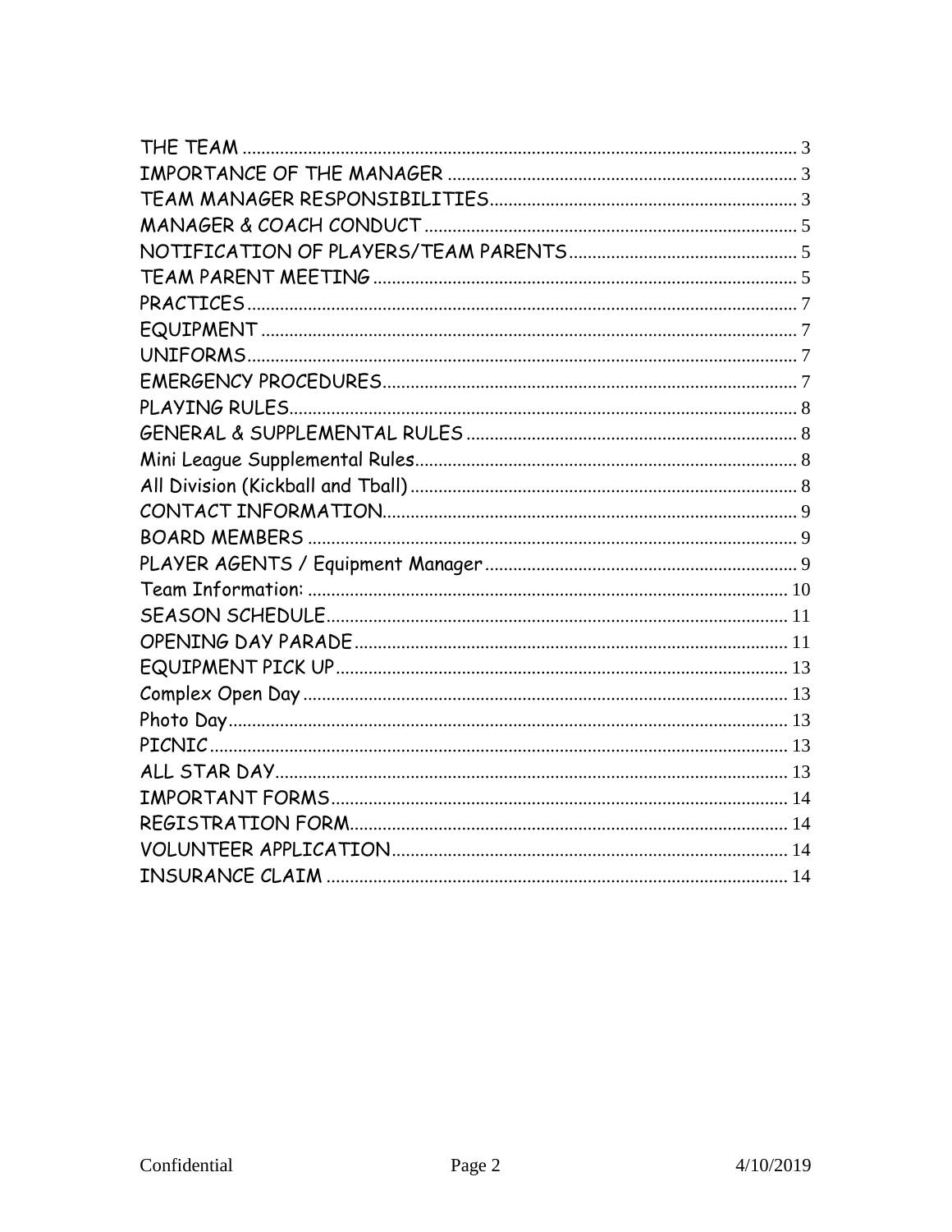THE TEAM ........................................................................................................ 3
IMPORTANCE OF THE MANAGER ............................................................................ 3
TEAM MANAGER RESPONSIBILITIES...................................................................... 3
MANAGER & COACH CONDUCT ............................................................................ 5
NOTIFICATION OF PLAYERS/TEAM PARENTS ........................................................ 5
TEAM PARENT MEETING ....................................................................................... 5
PRACTICES ........................................................................................................... 7
EQUIPMENT .......................................................................................................... 7
UNIFORMS............................................................................................................ 7
EMERGENCY PROCEDURES.................................................................................... 7
PLAYING RULES...................................................................................................... 8
GENERAL & SUPPLEMENTAL RULES ...................................................................... 8
Mini League Supplemental Rules.............................................................................. 8
All Division (Kickball and Tball)................................................................................ 8
CONTACT INFORMATION........................................................................................ 9
BOARD MEMBERS .................................................................................................. 9
PLAYER AGENTS / Equipment Manager .................................................................. 9
Team Information: ................................................................................................ 10
SEASON SCHEDULE.............................................................................................. 11
OPENING DAY PARADE ........................................................................................ 11
EQUIPMENT PICK UP............................................................................................ 13
Complex Open Day ................................................................................................ 13
Photo Day.............................................................................................................. 13
PICNIC.................................................................................................................. 13
ALL STAR DAY........................................................................................................ 13
IMPORTANT FORMS.............................................................................................. 14
REGISTRATION FORM........................................................................................... 14
VOLUNTEER APPLICATION.................................................................................... 14
INSURANCE CLAIM ............................................................................................... 14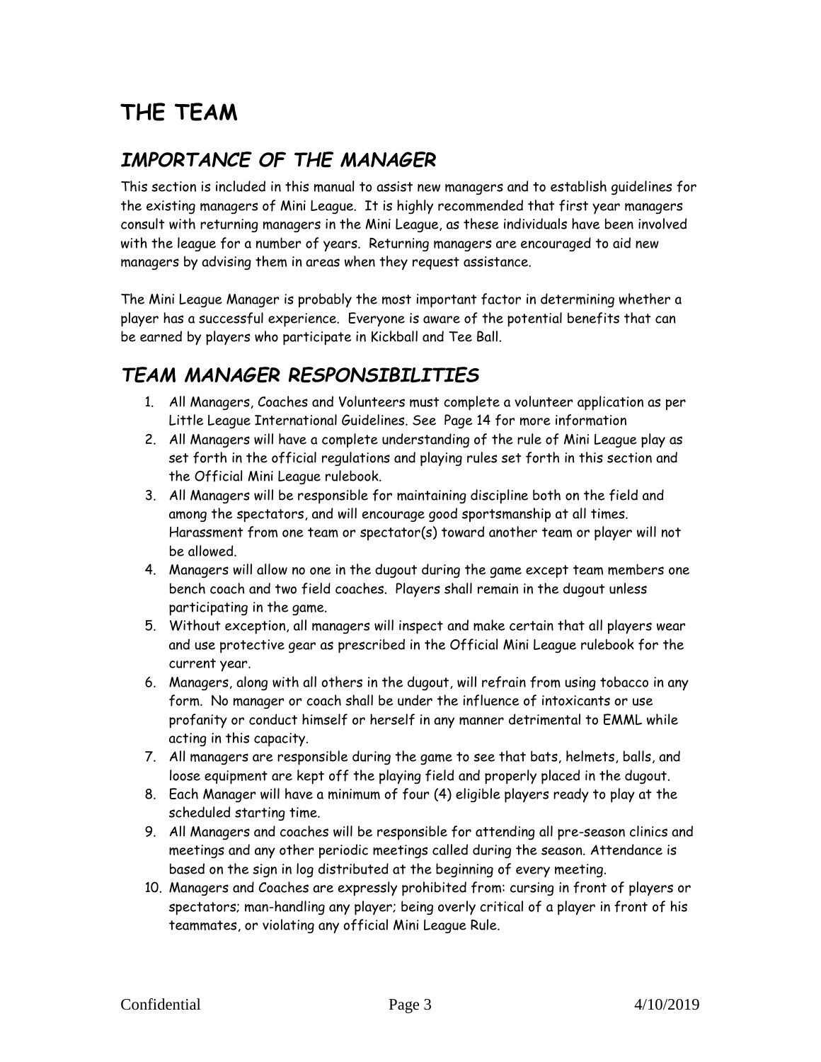# THE TEAM

## *IMPORTANCE OF THE MANAGER*

This section is included in this manual to assist new managers and to establish guidelines for the existing managers of Mini League. It is highly recommended that first year managers consult with returning managers in the Mini League, as these individuals have been involved with the league for a number of years. Returning managers are encouraged to aid new managers by advising them in areas when they request assistance.

The Mini League Manager is probably the most important factor in determining whether a player has a successful experience. Everyone is aware of the potential benefits that can be earned by players who participate in Kickball and Tee Ball.

## *TEAM MANAGER RESPONSIBILITIES*

1. All Managers, Coaches and Volunteers must complete a volunteer application as per Little League International Guidelines. See Page 14 for more information
2. All Managers will have a complete understanding of the rule of Mini League play as set forth in the official regulations and playing rules set forth in this section and the Official Mini League rulebook.
3. All Managers will be responsible for maintaining discipline both on the field and among the spectators, and will encourage good sportsmanship at all times. Harassment from one team or spectator(s) toward another team or player will not be allowed.
4. Managers will allow no one in the dugout during the game except team members one bench coach and two field coaches. Players shall remain in the dugout unless participating in the game.
5. Without exception, all managers will inspect and make certain that all players wear and use protective gear as prescribed in the Official Mini League rulebook for the current year.
6. Managers, along with all others in the dugout, will refrain from using tobacco in any form. No manager or coach shall be under the influence of intoxicants or use profanity or conduct himself or herself in any manner detrimental to EMML while acting in this capacity.
7. All managers are responsible during the game to see that bats, helmets, balls, and loose equipment are kept off the playing field and properly placed in the dugout.
8. Each Manager will have a minimum of four (4) eligible players ready to play at the scheduled starting time.
9. All Managers and coaches will be responsible for attending all pre-season clinics and meetings and any other periodic meetings called during the season. Attendance is based on the sign in log distributed at the beginning of every meeting.
10. Managers and Coaches are expressly prohibited from: cursing in front of players or spectators; man-handling any player; being overly critical of a player in front of his teammates, or violating any official Mini League Rule.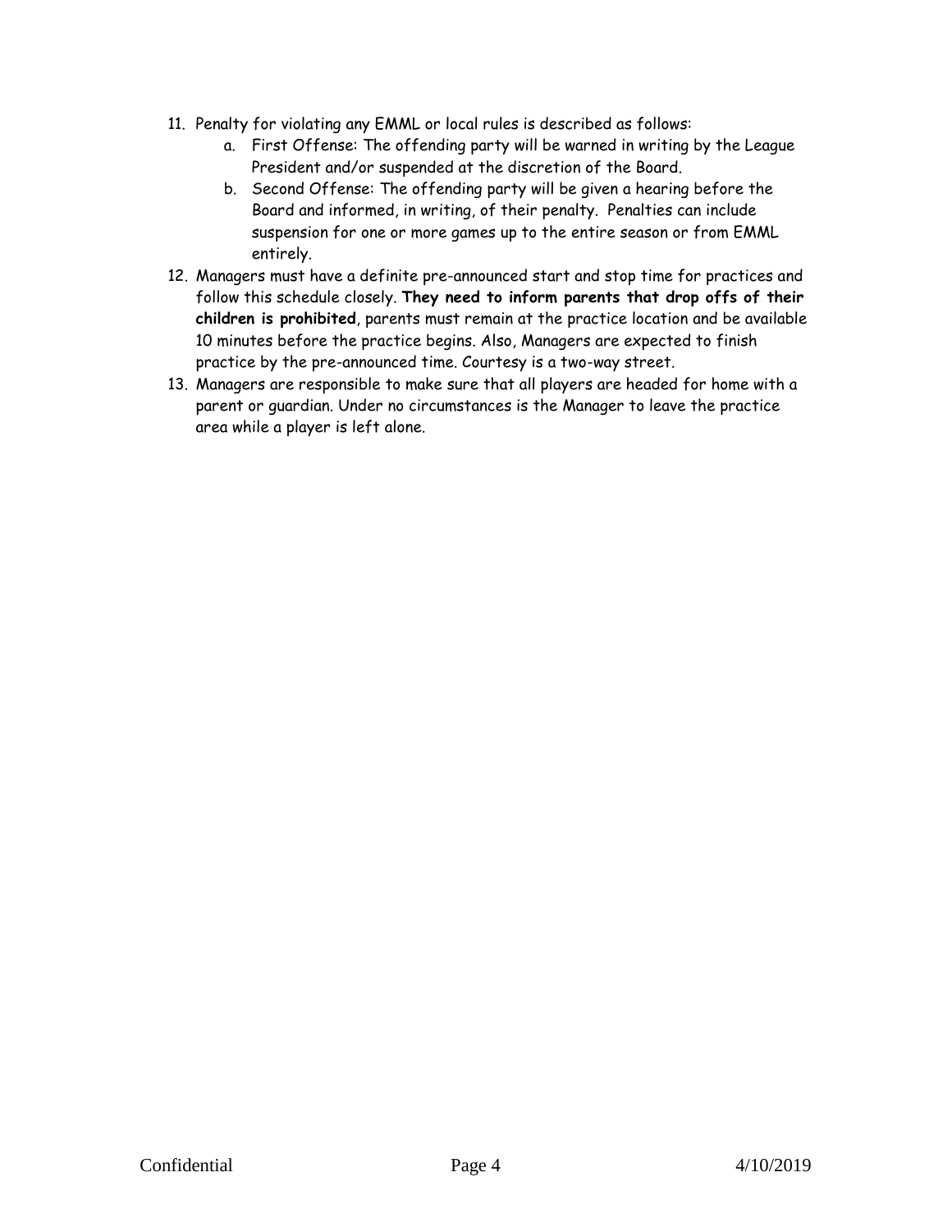11. Penalty for violating any EMML or local rules is described as follows:
    a. First Offense: The offending party will be warned in writing by the League President and/or suspended at the discretion of the Board.
    b. Second Offense: The offending party will be given a hearing before the Board and informed, in writing, of their penalty. Penalties can include suspension for one or more games up to the entire season or from EMML entirely.
12. Managers must have a definite pre-announced start and stop time for practices and follow this schedule closely. **They need to inform parents that drop offs of their children is prohibited**, parents must remain at the practice location and be available 10 minutes before the practice begins. Also, Managers are expected to finish practice by the pre-announced time. Courtesy is a two-way street.
13. Managers are responsible to make sure that all players are headed for home with a parent or guardian. Under no circumstances is the Manager to leave the practice area while a player is left alone.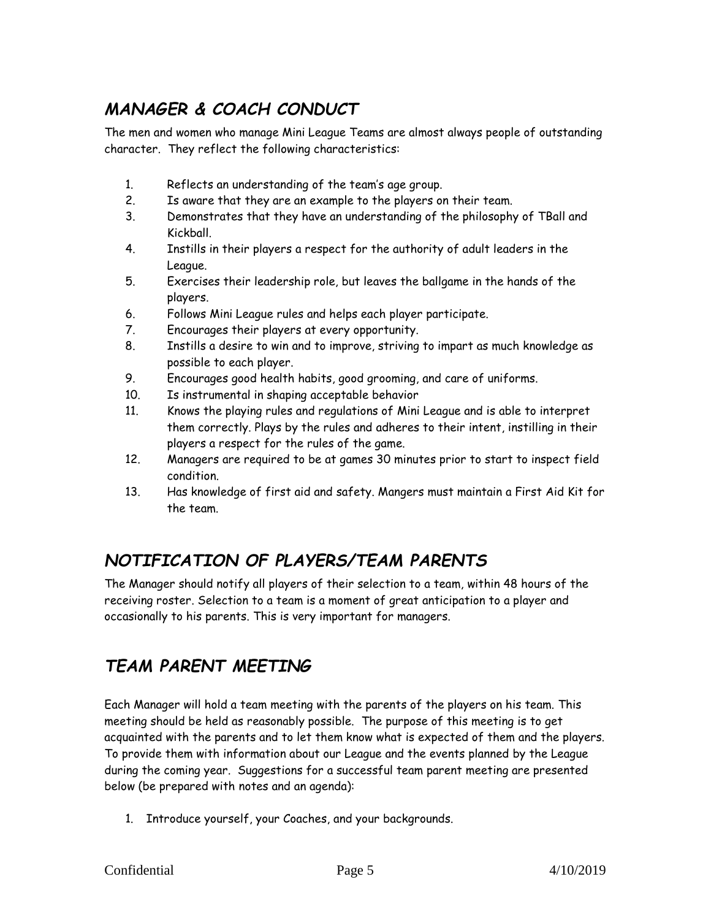## *MANAGER & COACH CONDUCT*

The men and women who manage Mini League Teams are almost always people of outstanding character. They reflect the following characteristics:

1. Reflects an understanding of the team's age group.
2. Is aware that they are an example to the players on their team.
3. Demonstrates that they have an understanding of the philosophy of TBall and Kickball.
4. Instills in their players a respect for the authority of adult leaders in the League.
5. Exercises their leadership role, but leaves the ballgame in the hands of the players.
6. Follows Mini League rules and helps each player participate.
7. Encourages their players at every opportunity.
8. Instills a desire to win and to improve, striving to impart as much knowledge as possible to each player.
9. Encourages good health habits, good grooming, and care of uniforms.
10. Is instrumental in shaping acceptable behavior
11. Knows the playing rules and regulations of Mini League and is able to interpret them correctly. Plays by the rules and adheres to their intent, instilling in their players a respect for the rules of the game.
12. Managers are required to be at games 30 minutes prior to start to inspect field condition.
13. Has knowledge of first aid and safety. Mangers must maintain a First Aid Kit for the team.

## *NOTIFICATION OF PLAYERS/TEAM PARENTS*

The Manager should notify all players of their selection to a team, within 48 hours of the receiving roster. Selection to a team is a moment of great anticipation to a player and occasionally to his parents. This is very important for managers.

## *TEAM PARENT MEETING*

Each Manager will hold a team meeting with the parents of the players on his team. This meeting should be held as reasonably possible. The purpose of this meeting is to get acquainted with the parents and to let them know what is expected of them and the players. To provide them with information about our League and the events planned by the League during the coming year. Suggestions for a successful team parent meeting are presented below (be prepared with notes and an agenda):

1. Introduce yourself, your Coaches, and your backgrounds.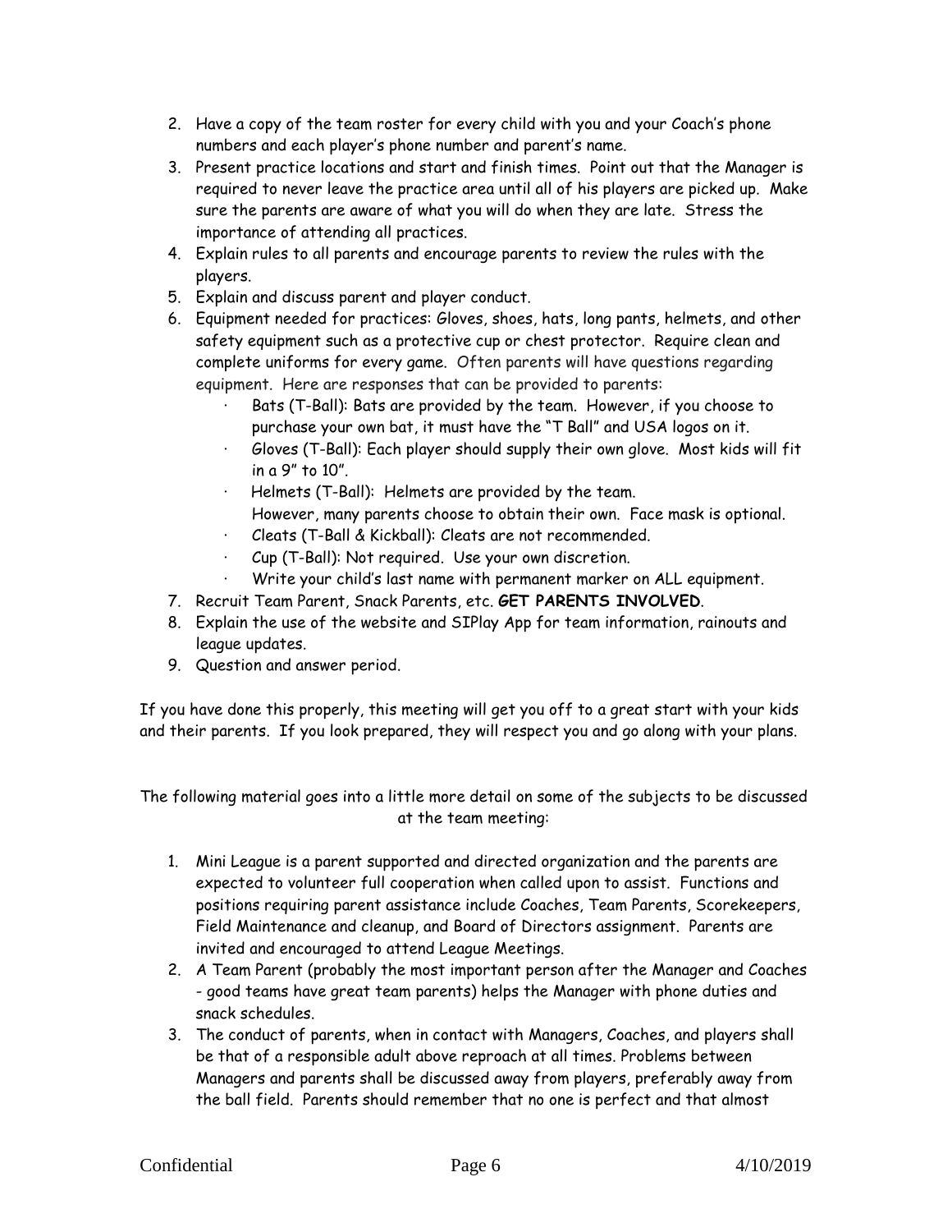2. Have a copy of the team roster for every child with you and your Coach's phone numbers and each player's phone number and parent's name.
3. Present practice locations and start and finish times. Point out that the Manager is required to never leave the practice area until all of his players are picked up. Make sure the parents are aware of what you will do when they are late. Stress the importance of attending all practices.
4. Explain rules to all parents and encourage parents to review the rules with the players.
5. Explain and discuss parent and player conduct.
6. Equipment needed for practices: Gloves, shoes, hats, long pants, helmets, and other safety equipment such as a protective cup or chest protector. Require clean and complete uniforms for every game. Often parents will have questions regarding equipment. Here are responses that can be provided to parents:
   - Bats (T-Ball): Bats are provided by the team. However, if you choose to purchase your own bat, it must have the "T Ball" and USA logos on it.
   - Gloves (T-Ball): Each player should supply their own glove. Most kids will fit in a 9" to 10".
   - Helmets (T-Ball): Helmets are provided by the team. However, many parents choose to obtain their own. Face mask is optional.
   - Cleats (T-Ball & Kickball): Cleats are not recommended.
   - Cup (T-Ball): Not required. Use your own discretion.
   - Write your child's last name with permanent marker on ALL equipment.
7. Recruit Team Parent, Snack Parents, etc. **GET PARENTS INVOLVED**.
8. Explain the use of the website and SIPlay App for team information, rainouts and league updates.
9. Question and answer period.

If you have done this properly, this meeting will get you off to a great start with your kids and their parents. If you look prepared, they will respect you and go along with your plans.

The following material goes into a little more detail on some of the subjects to be discussed at the team meeting:

1. Mini League is a parent supported and directed organization and the parents are expected to volunteer full cooperation when called upon to assist. Functions and positions requiring parent assistance include Coaches, Team Parents, Scorekeepers, Field Maintenance and cleanup, and Board of Directors assignment. Parents are invited and encouraged to attend League Meetings.
2. A Team Parent (probably the most important person after the Manager and Coaches - good teams have great team parents) helps the Manager with phone duties and snack schedules.
3. The conduct of parents, when in contact with Managers, Coaches, and players shall be that of a responsible adult above reproach at all times. Problems between Managers and parents shall be discussed away from players, preferably away from the ball field. Parents should remember that no one is perfect and that almost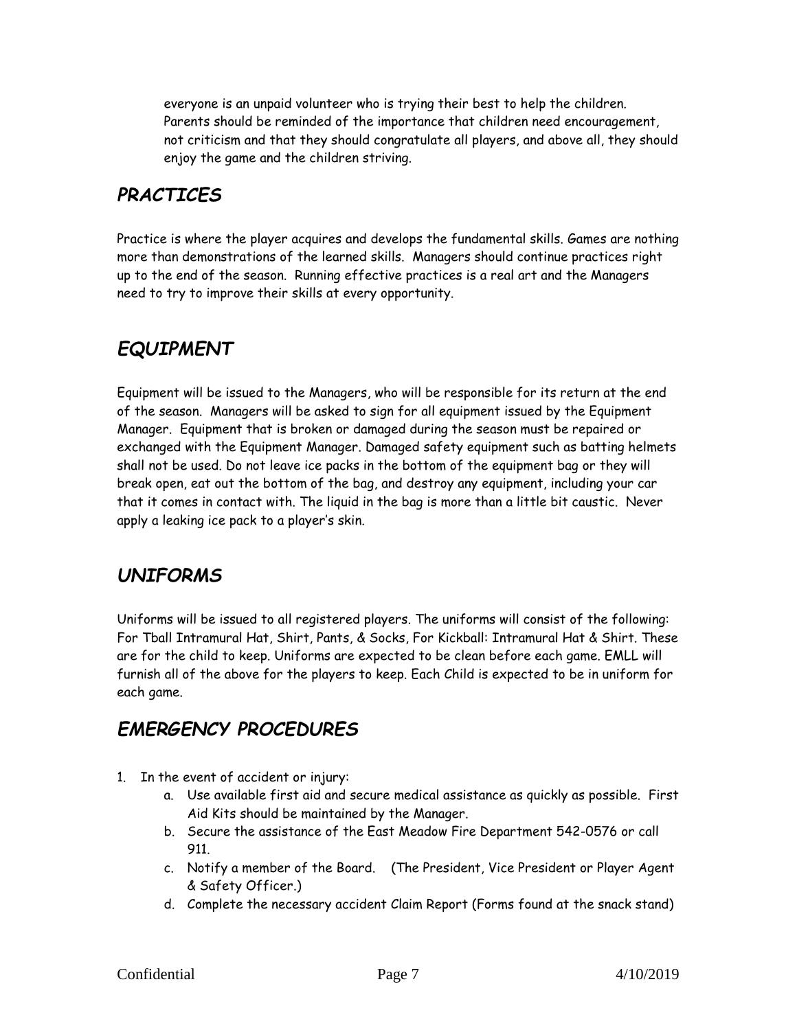everyone is an unpaid volunteer who is trying their best to help the children. Parents should be reminded of the importance that children need encouragement, not criticism and that they should congratulate all players, and above all, they should enjoy the game and the children striving.

## *PRACTICES*

Practice is where the player acquires and develops the fundamental skills. Games are nothing more than demonstrations of the learned skills. Managers should continue practices right up to the end of the season. Running effective practices is a real art and the Managers need to try to improve their skills at every opportunity.

## *EQUIPMENT*

Equipment will be issued to the Managers, who will be responsible for its return at the end of the season. Managers will be asked to sign for all equipment issued by the Equipment Manager. Equipment that is broken or damaged during the season must be repaired or exchanged with the Equipment Manager. Damaged safety equipment such as batting helmets shall not be used. Do not leave ice packs in the bottom of the equipment bag or they will break open, eat out the bottom of the bag, and destroy any equipment, including your car that it comes in contact with. The liquid in the bag is more than a little bit caustic. Never apply a leaking ice pack to a player's skin.

## *UNIFORMS*

Uniforms will be issued to all registered players. The uniforms will consist of the following: For Tball Intramural Hat, Shirt, Pants, & Socks, For Kickball: Intramural Hat & Shirt. These are for the child to keep. Uniforms are expected to be clean before each game. EMLL will furnish all of the above for the players to keep. Each Child is expected to be in uniform for each game.

## *EMERGENCY PROCEDURES*

1. In the event of accident or injury:
    a. Use available first aid and secure medical assistance as quickly as possible. First Aid Kits should be maintained by the Manager.
    b. Secure the assistance of the East Meadow Fire Department 542-0576 or call 911.
    c. Notify a member of the Board. (The President, Vice President or Player Agent & Safety Officer.)
    d. Complete the necessary accident Claim Report (Forms found at the snack stand)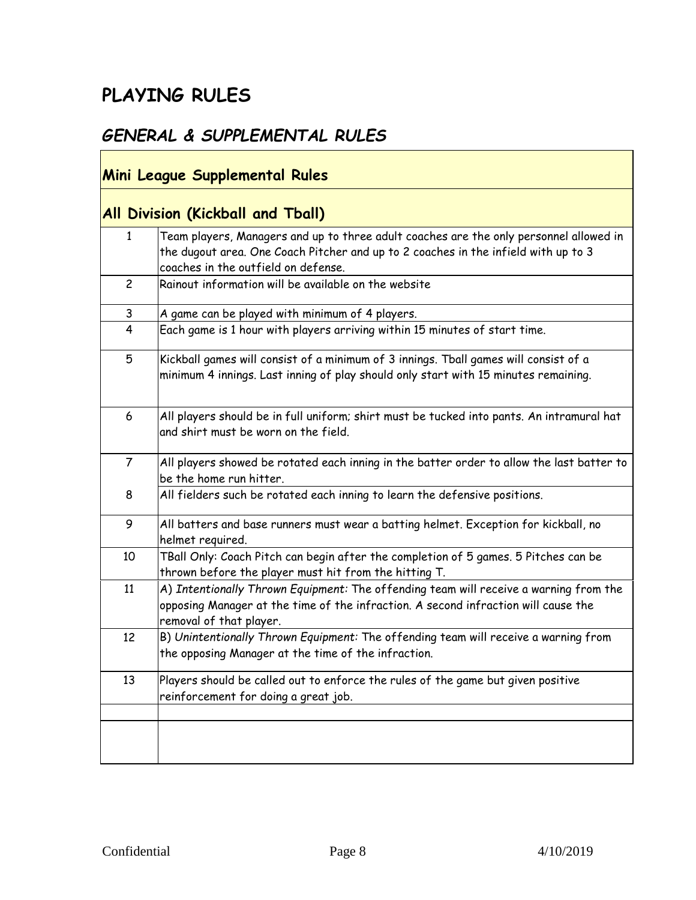# PLAYING RULES

## GENERAL & SUPPLEMENTAL RULES

| **Mini League Supplemental Rules** | |
|---|---|
| **All Division (Kickball and Tball)** | |
| 1 | Team players, Managers and up to three adult coaches are the only personnel allowed in the dugout area. One Coach Pitcher and up to 2 coaches in the infield with up to 3 coaches in the outfield on defense. |
| 2 | Rainout information will be available on the website |
| 3 | A game can be played with minimum of 4 players. |
| 4 | Each game is 1 hour with players arriving within 15 minutes of start time. |
| 5 | Kickball games will consist of a minimum of 3 innings. Tball games will consist of a minimum 4 innings. Last inning of play should only start with 15 minutes remaining. |
| 6 | All players should be in full uniform; shirt must be tucked into pants. An intramural hat and shirt must be worn on the field. |
| 7 | All players showed be rotated each inning in the batter order to allow the last batter to be the home run hitter. |
| 8 | All fielders such be rotated each inning to learn the defensive positions. |
| 9 | All batters and base runners must wear a batting helmet. Exception for kickball, no helmet required. |
| 10 | TBall Only: Coach Pitch can begin after the completion of 5 games. 5 Pitches can be thrown before the player must hit from the hitting T. |
| 11 | A) *Intentionally Thrown Equipment:* The offending team will receive a warning from the opposing Manager at the time of the infraction. A second infraction will cause the removal of that player. |
| 12 | B) *Unintentionally Thrown Equipment:* The offending team will receive a warning from the opposing Manager at the time of the infraction. |
| 13 | Players should be called out to enforce the rules of the game but given positive reinforcement for doing a great job. |
| | |
| | |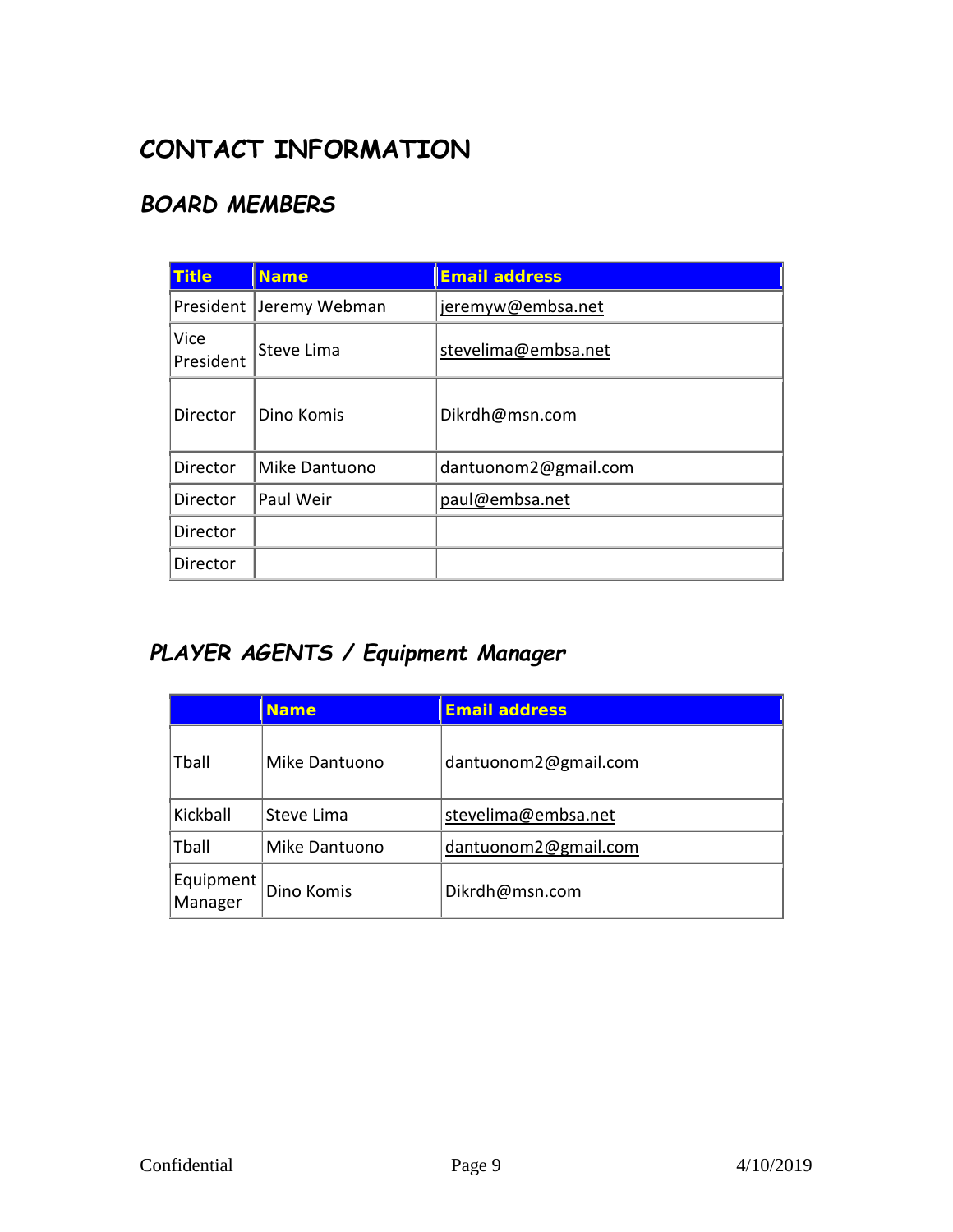# CONTACT INFORMATION

## BOARD MEMBERS

| Title | Name | Email address |
|---|---|---|
| President | Jeremy Webman | jeremyw@embsa.net |
| Vice President | Steve Lima | stevelima@embsa.net |
| Director | Dino Komis | Dikrdh@msn.com |
| Director | Mike Dantuono | dantuonom2@gmail.com |
| Director | Paul Weir | paul@embsa.net |
| Director | | |
| Director | | |

## PLAYER AGENTS / Equipment Manager

| | Name | Email address |
|---|---|---|
| Tball | Mike Dantuono | dantuonom2@gmail.com |
| Kickball | Steve Lima | stevelima@embsa.net |
| Tball | Mike Dantuono | dantuonom2@gmail.com |
| Equipment Manager | Dino Komis | Dikrdh@msn.com |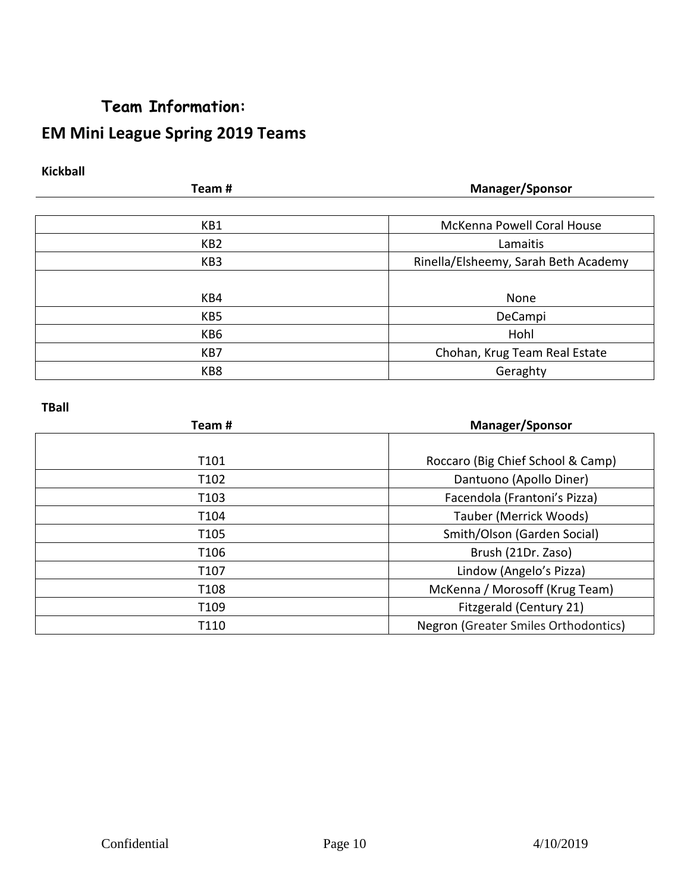## Team Information:

## EM Mini League Spring 2019 Teams

**Kickball**

| Team # | Manager/Sponsor |
|---|---|
| KB1 | McKenna Powell Coral House |
| KB2 | Lamaitis |
| KB3 | Rinella/Elsheemy, Sarah Beth Academy |
| KB4 | None |
| KB5 | DeCampi |
| KB6 | Hohl |
| KB7 | Chohan, Krug Team Real Estate |
| KB8 | Geraghty |

**TBall**

| Team # | Manager/Sponsor |
|---|---|
| T101 | Roccaro (Big Chief School & Camp) |
| T102 | Dantuono (Apollo Diner) |
| T103 | Facendola (Frantoni's Pizza) |
| T104 | Tauber (Merrick Woods) |
| T105 | Smith/Olson (Garden Social) |
| T106 | Brush (21Dr. Zaso) |
| T107 | Lindow (Angelo's Pizza) |
| T108 | McKenna / Morosoff (Krug Team) |
| T109 | Fitzgerald (Century 21) |
| T110 | Negron (Greater Smiles Orthodontics) |

Confidential 4/10/2019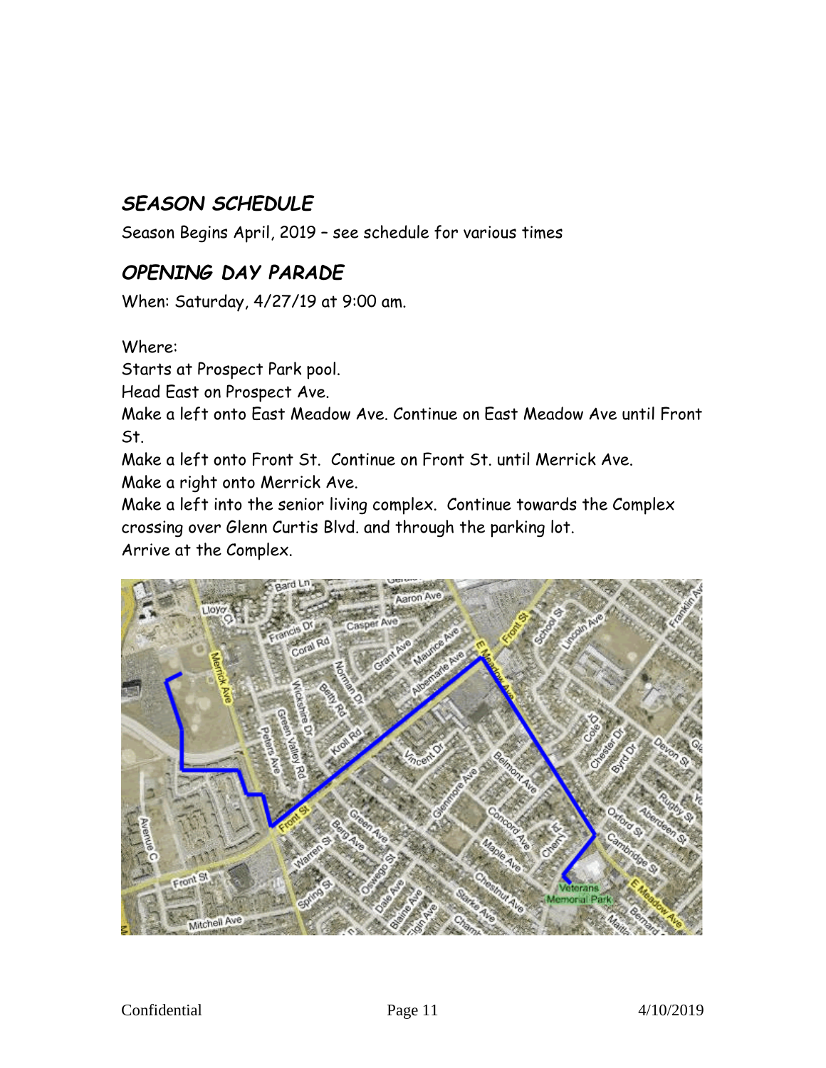## *SEASON SCHEDULE*

Season Begins April, 2019 – see schedule for various times

## *OPENING DAY PARADE*

When: Saturday, 4/27/19 at 9:00 am.

Where:

Starts at Prospect Park pool.

Head East on Prospect Ave.

Make a left onto East Meadow Ave. Continue on East Meadow Ave until Front St.

Make a left onto Front St. Continue on Front St. until Merrick Ave.

Make a right onto Merrick Ave.

Make a left into the senior living complex. Continue towards the Complex crossing over Glenn Curtis Blvd. and through the parking lot.

Arrive at the Complex.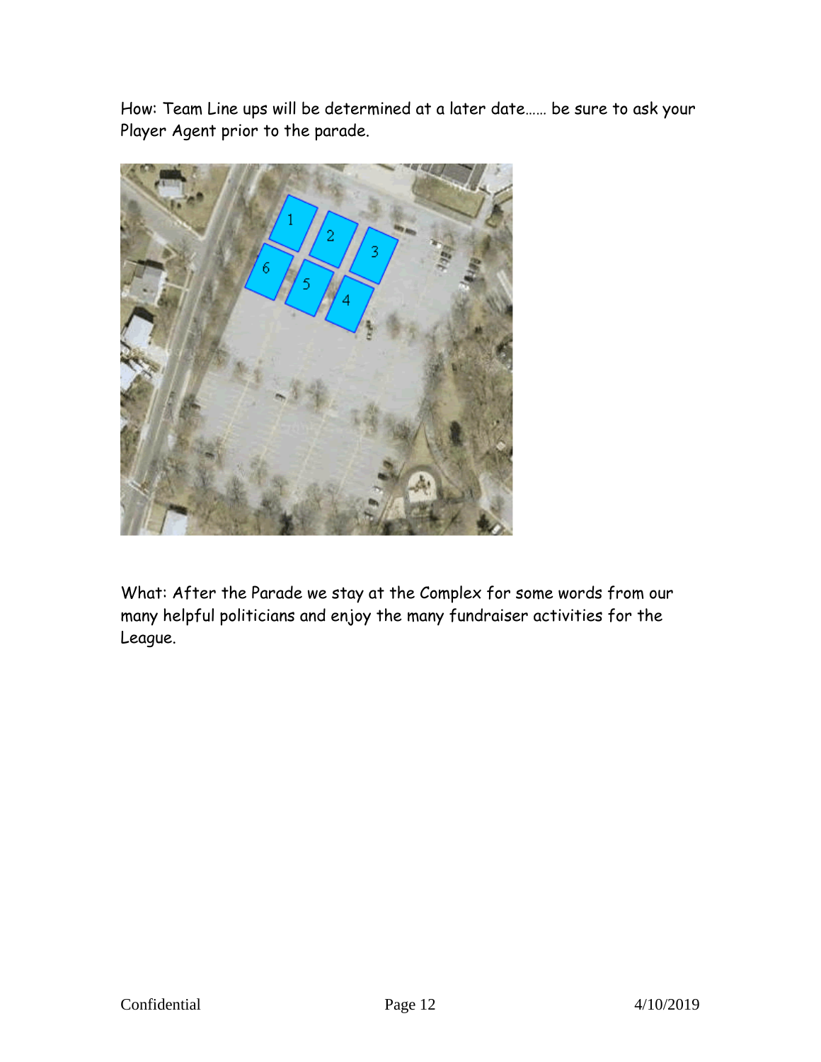How: Team Line ups will be determined at a later date…… be sure to ask your Player Agent prior to the parade.

What: After the Parade we stay at the Complex for some words from our many helpful politicians and enjoy the many fundraiser activities for the League.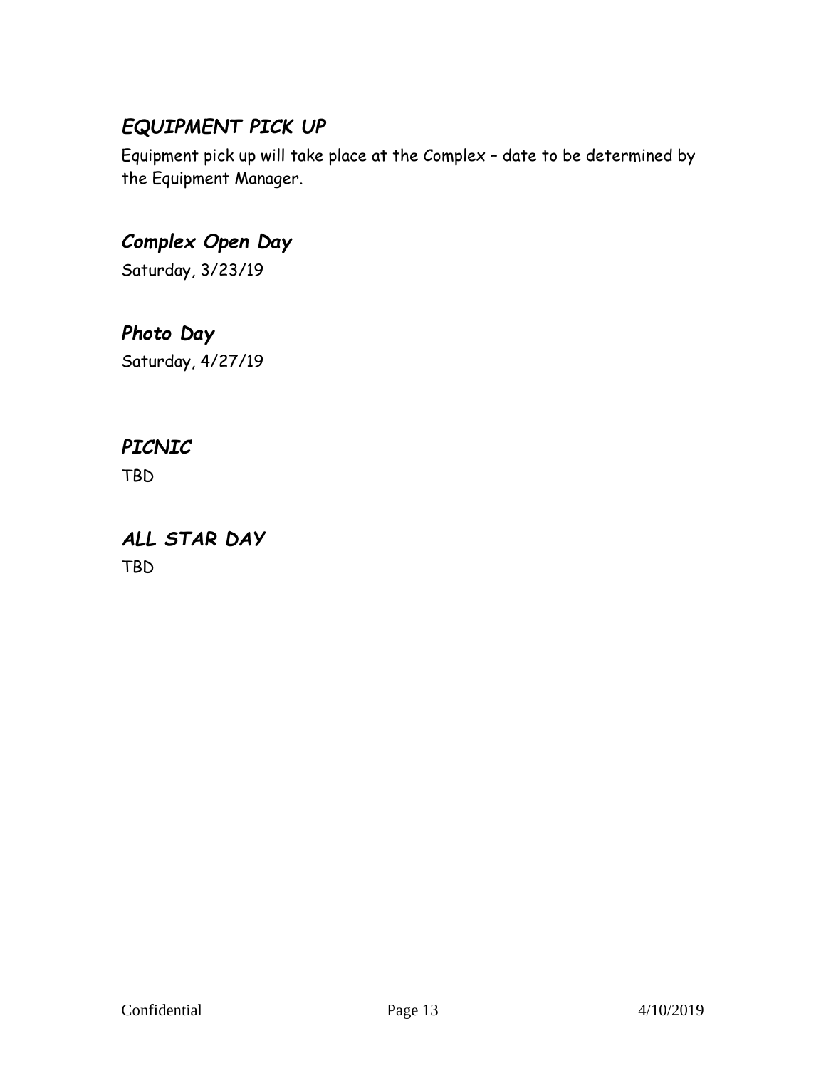## *EQUIPMENT PICK UP*

Equipment pick up will take place at the Complex – date to be determined by the Equipment Manager.

## *Complex Open Day*

Saturday, 3/23/19

## *Photo Day*

Saturday, 4/27/19

## *PICNIC*

TBD

## *ALL STAR DAY*

TBD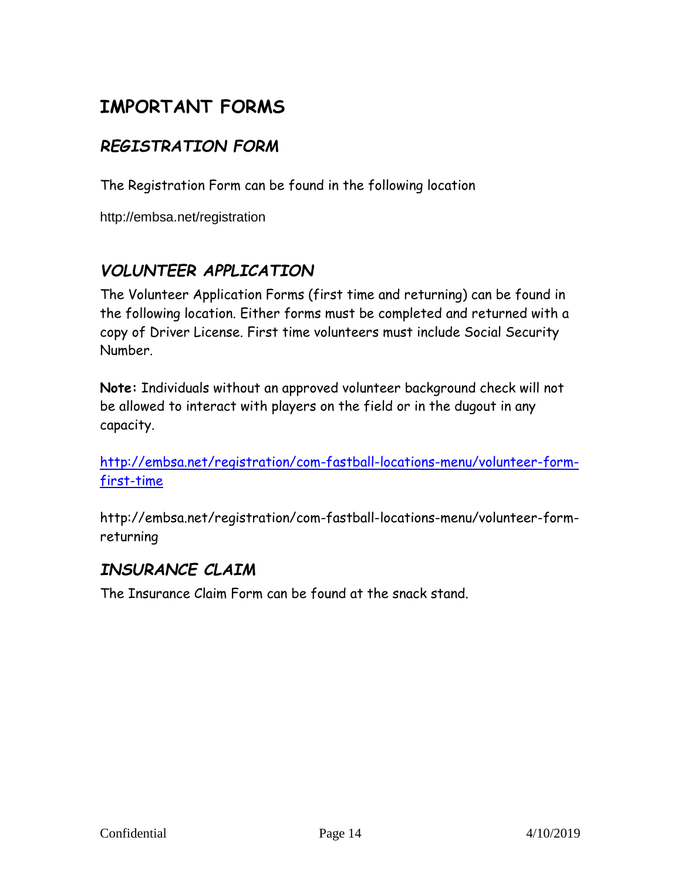# IMPORTANT FORMS

## *REGISTRATION FORM*

The Registration Form can be found in the following location

http://embsa.net/registration

## *VOLUNTEER APPLICATION*

The Volunteer Application Forms (first time and returning) can be found in the following location. Either forms must be completed and returned with a copy of Driver License. First time volunteers must include Social Security Number.

**Note:** Individuals without an approved volunteer background check will not be allowed to interact with players on the field or in the dugout in any capacity.

http://embsa.net/registration/com-fastball-locations-menu/volunteer-form-first-time

http://embsa.net/registration/com-fastball-locations-menu/volunteer-form-returning

## *INSURANCE CLAIM*

The Insurance Claim Form can be found at the snack stand.